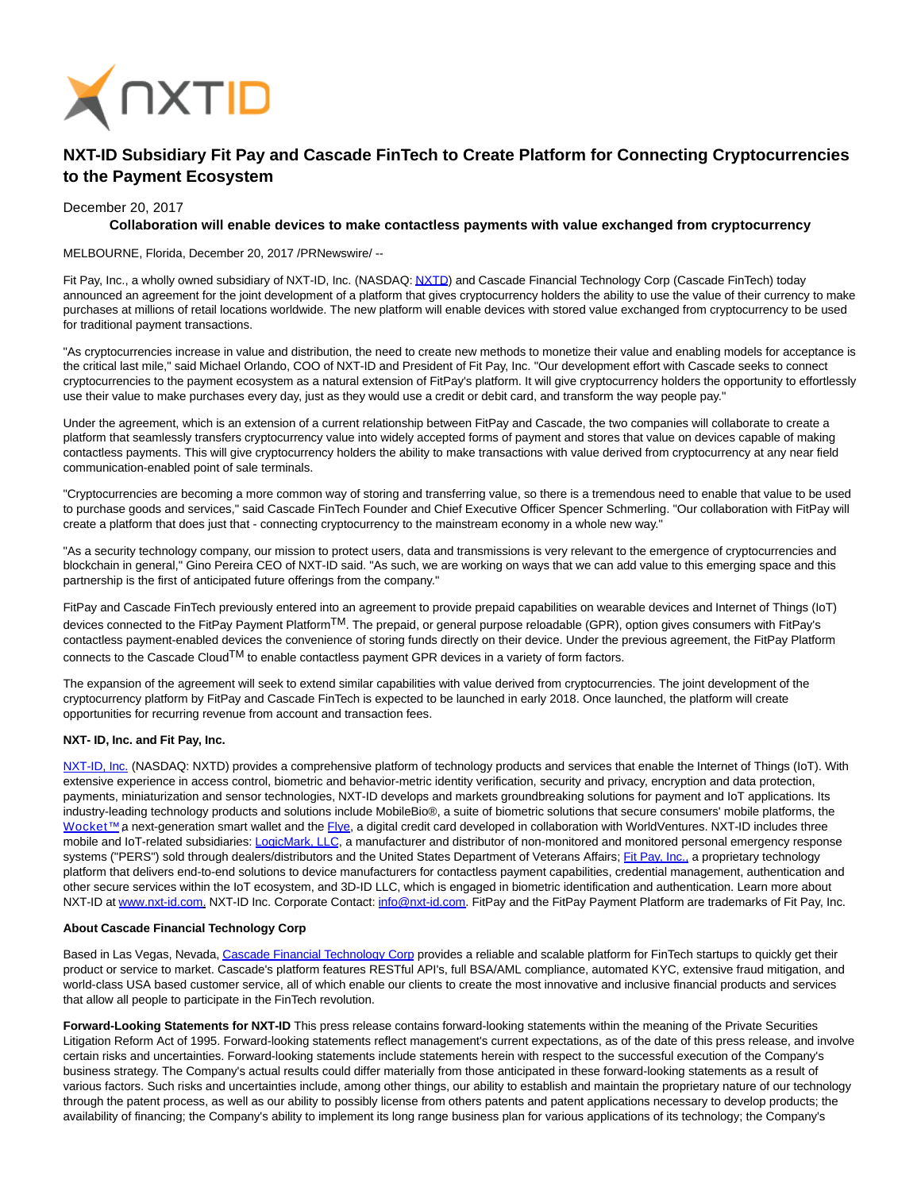# NXT-ID Subsidiary Fit Pay and Cascade FinTech to Create Platform for Connecting Cryptocurrencies to the Payment Ecosystem

December 20, 2017

**Collaboration will enable devices to make contactless payments with value exchanged from cryptocurrency**

MELBOURNE, Florida, December 20, 2017 /PRNewswire/ --

Fit Pay, Inc., a wholly owned subsidiary of NXT-ID, Inc. (NASDAQ: NXTD) and Cascade Financial Technology Corp (Cascade FinTech) today announced an agreement for the joint development of a platform that gives cryptocurrency holders the ability to use the value of their currency to make purchases at millions of retail locations worldwide. The new platform will enable devices with stored value exchanged from cryptocurrency to be used for traditional payment transactions.

"As cryptocurrencies increase in value and distribution, the need to create new methods to monetize their value and enabling models for acceptance is the critical last mile," said Michael Orlando, COO of NXT-ID and President of Fit Pay, Inc. "Our development effort with Cascade seeks to connect cryptocurrencies to the payment ecosystem as a natural extension of FitPay's platform. It will give cryptocurrency holders the opportunity to effortlessly use their value to make purchases every day, just as they would use a credit or debit card, and transform the way people pay."

Under the agreement, which is an extension of a current relationship between FitPay and Cascade, the two companies will collaborate to create a platform that seamlessly transfers cryptocurrency value into widely accepted forms of payment and stores that value on devices capable of making contactless payments. This will give cryptocurrency holders the ability to make transactions with value derived from cryptocurrency at any near field communication-enabled point of sale terminals.

"Cryptocurrencies are becoming a more common way of storing and transferring value, so there is a tremendous need to enable that value to be used to purchase goods and services," said Cascade FinTech Founder and Chief Executive Officer Spencer Schmerling. "Our collaboration with FitPay will create a platform that does just that - connecting cryptocurrency to the mainstream economy in a whole new way."

"As a security technology company, our mission to protect users, data and transmissions is very relevant to the emergence of cryptocurrencies and blockchain in general," Gino Pereira CEO of NXT-ID said. "As such, we are working on ways that we can add value to this emerging space and this partnership is the first of anticipated future offerings from the company."

FitPay and Cascade FinTech previously entered into an agreement to provide prepaid capabilities on wearable devices and Internet of Things (IoT) devices connected to the FitPay Payment Platform™. The prepaid, or general purpose reloadable (GPR), option gives consumers with FitPay's contactless payment-enabled devices the convenience of storing funds directly on their device. Under the previous agreement, the FitPay Platform connects to the Cascade Cloud™ to enable contactless payment GPR devices in a variety of form factors.

The expansion of the agreement will seek to extend similar capabilities with value derived from cryptocurrencies. The joint development of the cryptocurrency platform by FitPay and Cascade FinTech is expected to be launched in early 2018. Once launched, the platform will create opportunities for recurring revenue from account and transaction fees.

**NXT- ID, Inc. and Fit Pay, Inc.**

NXT-ID, Inc. (NASDAQ: NXTD) provides a comprehensive platform of technology products and services that enable the Internet of Things (IoT). With extensive experience in access control, biometric and behavior-metric identity verification, security and privacy, encryption and data protection, payments, miniaturization and sensor technologies, NXT-ID develops and markets groundbreaking solutions for payment and IoT applications. Its industry-leading technology products and solutions include MobileBio®, a suite of biometric solutions that secure consumers' mobile platforms, the Wocket™ a next-generation smart wallet and the Flye, a digital credit card developed in collaboration with WorldVentures. NXT-ID includes three mobile and IoT-related subsidiaries: LogicMark, LLC, a manufacturer and distributor of non-monitored and monitored personal emergency response systems ("PERS") sold through dealers/distributors and the United States Department of Veterans Affairs; Fit Pay, Inc., a proprietary technology platform that delivers end-to-end solutions to device manufacturers for contactless payment capabilities, credential management, authentication and other secure services within the IoT ecosystem, and 3D-ID LLC, which is engaged in biometric identification and authentication. Learn more about NXT-ID at www.nxt-id.com. NXT-ID Inc. Corporate Contact: info@nxt-id.com. FitPay and the FitPay Payment Platform are trademarks of Fit Pay, Inc.

**About Cascade Financial Technology Corp**

Based in Las Vegas, Nevada, Cascade Financial Technology Corp provides a reliable and scalable platform for FinTech startups to quickly get their product or service to market. Cascade's platform features RESTful API's, full BSA/AML compliance, automated KYC, extensive fraud mitigation, and world-class USA based customer service, all of which enable our clients to create the most innovative and inclusive financial products and services that allow all people to participate in the FinTech revolution.

**Forward-Looking Statements for NXT-ID** This press release contains forward-looking statements within the meaning of the Private Securities Litigation Reform Act of 1995. Forward-looking statements reflect management's current expectations, as of the date of this press release, and involve certain risks and uncertainties. Forward-looking statements include statements herein with respect to the successful execution of the Company's business strategy. The Company's actual results could differ materially from those anticipated in these forward-looking statements as a result of various factors. Such risks and uncertainties include, among other things, our ability to establish and maintain the proprietary nature of our technology through the patent process, as well as our ability to possibly license from others patents and patent applications necessary to develop products; the availability of financing; the Company's ability to implement its long range business plan for various applications of its technology; the Company's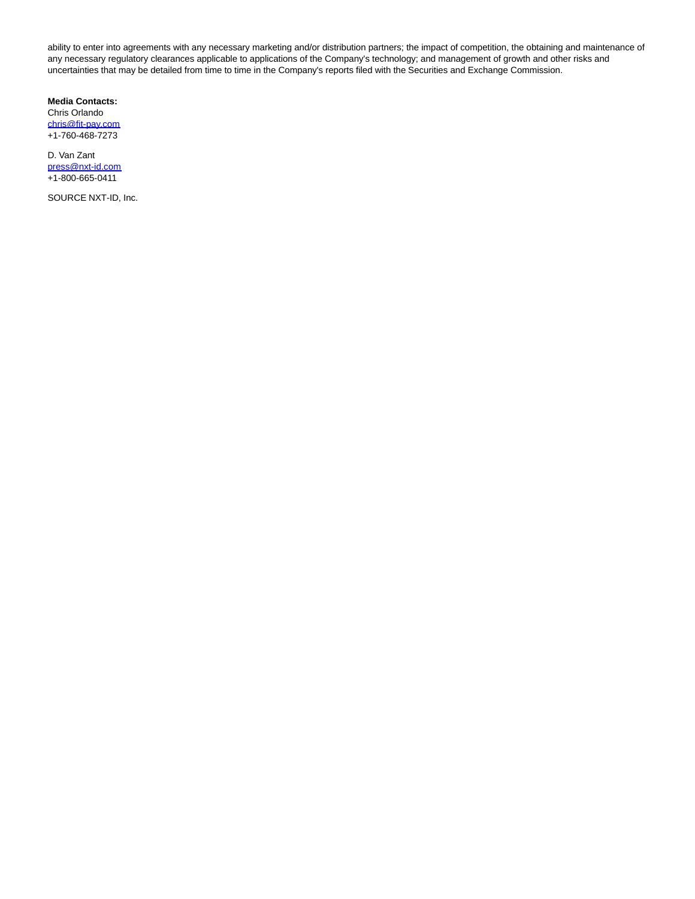ability to enter into agreements with any necessary marketing and/or distribution partners; the impact of competition, the obtaining and maintenance of any necessary regulatory clearances applicable to applications of the Company's technology; and management of growth and other risks and uncertainties that may be detailed from time to time in the Company's reports filed with the Securities and Exchange Commission.

**Media Contacts:**
Chris Orlando
chris@fit-pay.com
+1-760-468-7273

D. Van Zant
press@nxt-id.com
+1-800-665-0411

SOURCE NXT-ID, Inc.